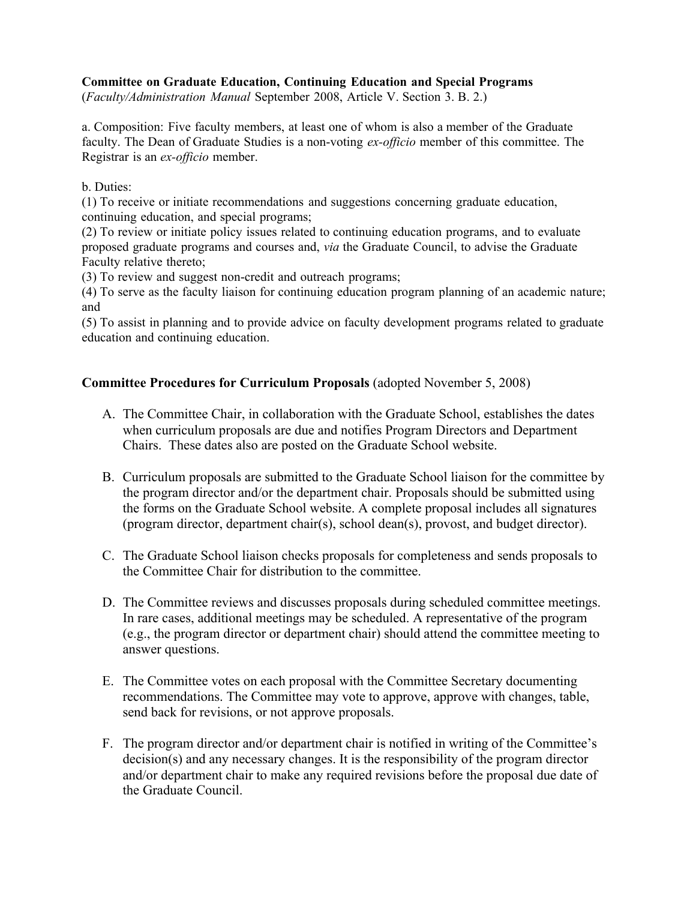**Committee on Graduate Education, Continuing Education and Special Programs**
(*Faculty/Administration Manual* September 2008, Article V. Section 3. B. 2.)

a. Composition: Five faculty members, at least one of whom is also a member of the Graduate faculty. The Dean of Graduate Studies is a non-voting *ex-officio* member of this committee. The Registrar is an *ex-officio* member.

b. Duties:
(1) To receive or initiate recommendations and suggestions concerning graduate education, continuing education, and special programs;
(2) To review or initiate policy issues related to continuing education programs, and to evaluate proposed graduate programs and courses and, *via* the Graduate Council, to advise the Graduate Faculty relative thereto;
(3) To review and suggest non-credit and outreach programs;
(4) To serve as the faculty liaison for continuing education program planning of an academic nature; and
(5) To assist in planning and to provide advice on faculty development programs related to graduate education and continuing education.

**Committee Procedures for Curriculum Proposals** (adopted November 5, 2008)

A. The Committee Chair, in collaboration with the Graduate School, establishes the dates when curriculum proposals are due and notifies Program Directors and Department Chairs. These dates also are posted on the Graduate School website.

B. Curriculum proposals are submitted to the Graduate School liaison for the committee by the program director and/or the department chair. Proposals should be submitted using the forms on the Graduate School website. A complete proposal includes all signatures (program director, department chair(s), school dean(s), provost, and budget director).

C. The Graduate School liaison checks proposals for completeness and sends proposals to the Committee Chair for distribution to the committee.

D. The Committee reviews and discusses proposals during scheduled committee meetings. In rare cases, additional meetings may be scheduled. A representative of the program (e.g., the program director or department chair) should attend the committee meeting to answer questions.

E. The Committee votes on each proposal with the Committee Secretary documenting recommendations. The Committee may vote to approve, approve with changes, table, send back for revisions, or not approve proposals.

F. The program director and/or department chair is notified in writing of the Committee's decision(s) and any necessary changes. It is the responsibility of the program director and/or department chair to make any required revisions before the proposal due date of the Graduate Council.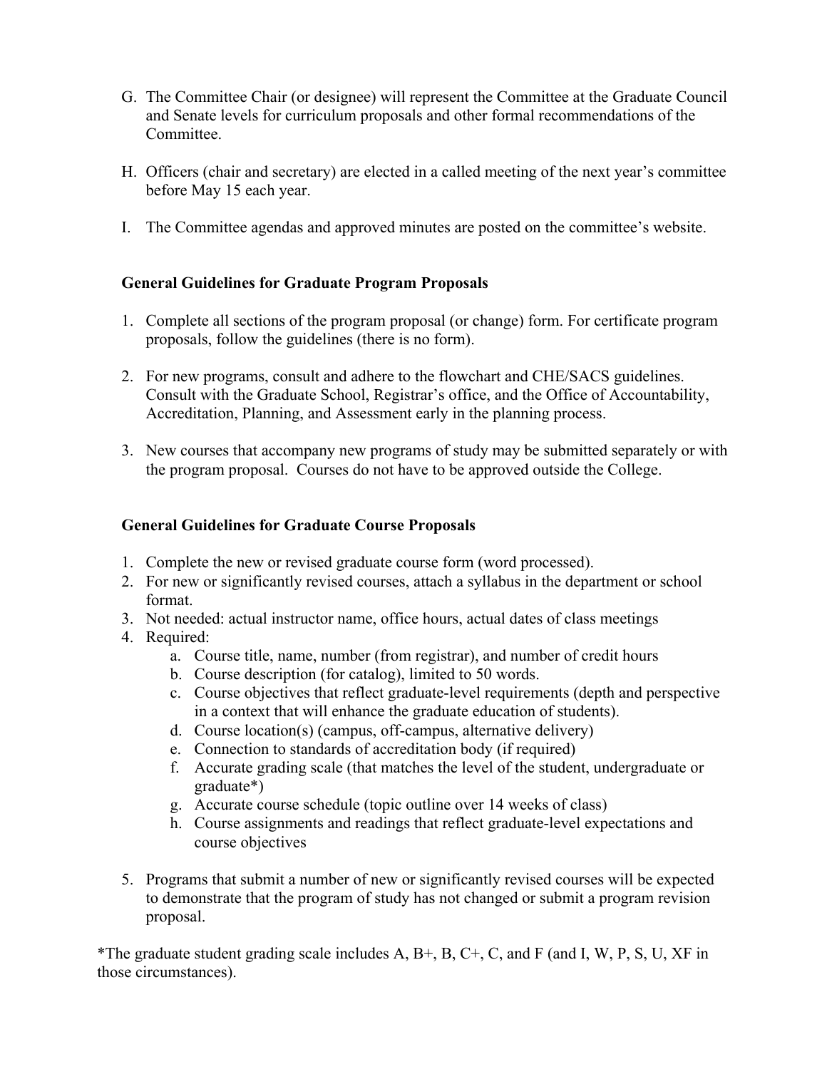G. The Committee Chair (or designee) will represent the Committee at the Graduate Council and Senate levels for curriculum proposals and other formal recommendations of the Committee.

H. Officers (chair and secretary) are elected in a called meeting of the next year's committee before May 15 each year.

I. The Committee agendas and approved minutes are posted on the committee's website.

**General Guidelines for Graduate Program Proposals**

1. Complete all sections of the program proposal (or change) form. For certificate program proposals, follow the guidelines (there is no form).

2. For new programs, consult and adhere to the flowchart and CHE/SACS guidelines. Consult with the Graduate School, Registrar's office, and the Office of Accountability, Accreditation, Planning, and Assessment early in the planning process.

3. New courses that accompany new programs of study may be submitted separately or with the program proposal. Courses do not have to be approved outside the College.

**General Guidelines for Graduate Course Proposals**

1. Complete the new or revised graduate course form (word processed).
2. For new or significantly revised courses, attach a syllabus in the department or school format.
3. Not needed: actual instructor name, office hours, actual dates of class meetings
4. Required:
   a. Course title, name, number (from registrar), and number of credit hours
   b. Course description (for catalog), limited to 50 words.
   c. Course objectives that reflect graduate-level requirements (depth and perspective in a context that will enhance the graduate education of students).
   d. Course location(s) (campus, off-campus, alternative delivery)
   e. Connection to standards of accreditation body (if required)
   f. Accurate grading scale (that matches the level of the student, undergraduate or graduate*)
   g. Accurate course schedule (topic outline over 14 weeks of class)
   h. Course assignments and readings that reflect graduate-level expectations and course objectives

5. Programs that submit a number of new or significantly revised courses will be expected to demonstrate that the program of study has not changed or submit a program revision proposal.

*The graduate student grading scale includes A, B+, B, C+, C, and F (and I, W, P, S, U, XF in those circumstances).